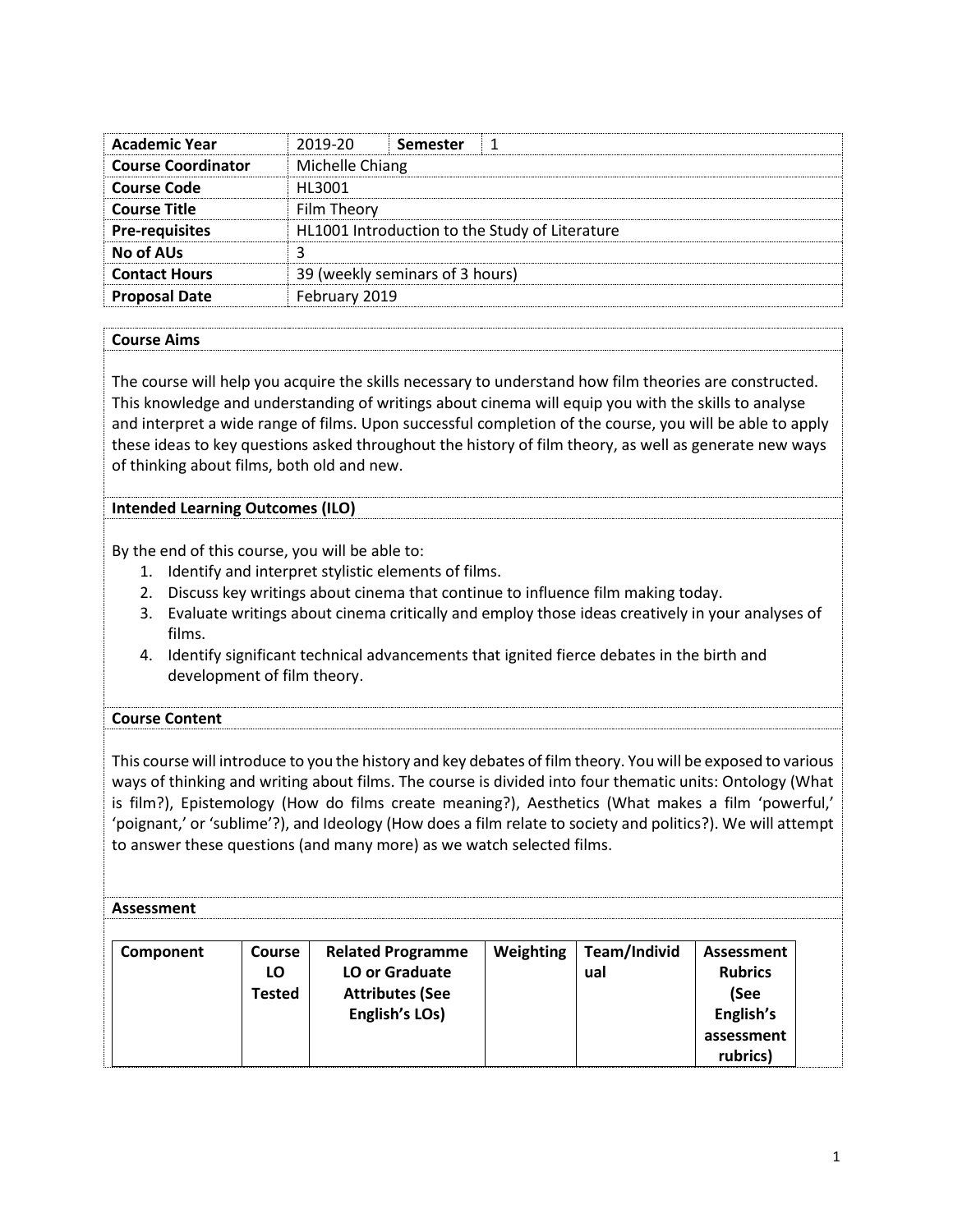| | | | |
|---|---|---|---|
| **Academic Year** | 2019-20 | **Semester** | 1 |
| **Course Coordinator** | Michelle Chiang | | |
| **Course Code** | HL3001 | | |
| **Course Title** | Film Theory | | |
| **Pre-requisites** | HL1001 Introduction to the Study of Literature | | |
| **No of AUs** | 3 | | |
| **Contact Hours** | 39 (weekly seminars of 3 hours) | | |
| **Proposal Date** | February 2019 | | |

**Course Aims**

The course will help you acquire the skills necessary to understand how film theories are constructed. This knowledge and understanding of writings about cinema will equip you with the skills to analyse and interpret a wide range of films. Upon successful completion of the course, you will be able to apply these ideas to key questions asked throughout the history of film theory, as well as generate new ways of thinking about films, both old and new.

**Intended Learning Outcomes (ILO)**

By the end of this course, you will be able to:

1. Identify and interpret stylistic elements of films.
2. Discuss key writings about cinema that continue to influence film making today.
3. Evaluate writings about cinema critically and employ those ideas creatively in your analyses of films.
4. Identify significant technical advancements that ignited fierce debates in the birth and development of film theory.

**Course Content**

This course will introduce to you the history and key debates of film theory. You will be exposed to various ways of thinking and writing about films. The course is divided into four thematic units: Ontology (What is film?), Epistemology (How do films create meaning?), Aesthetics (What makes a film 'powerful,' 'poignant,' or 'sublime'?), and Ideology (How does a film relate to society and politics?). We will attempt to answer these questions (and many more) as we watch selected films.

**Assessment**

| Component | Course LO Tested | Related Programme LO or Graduate Attributes (See English's LOs) | Weighting | Team/Individual | Assessment Rubrics (See English's assessment rubrics) |
|---|---|---|---|---|---|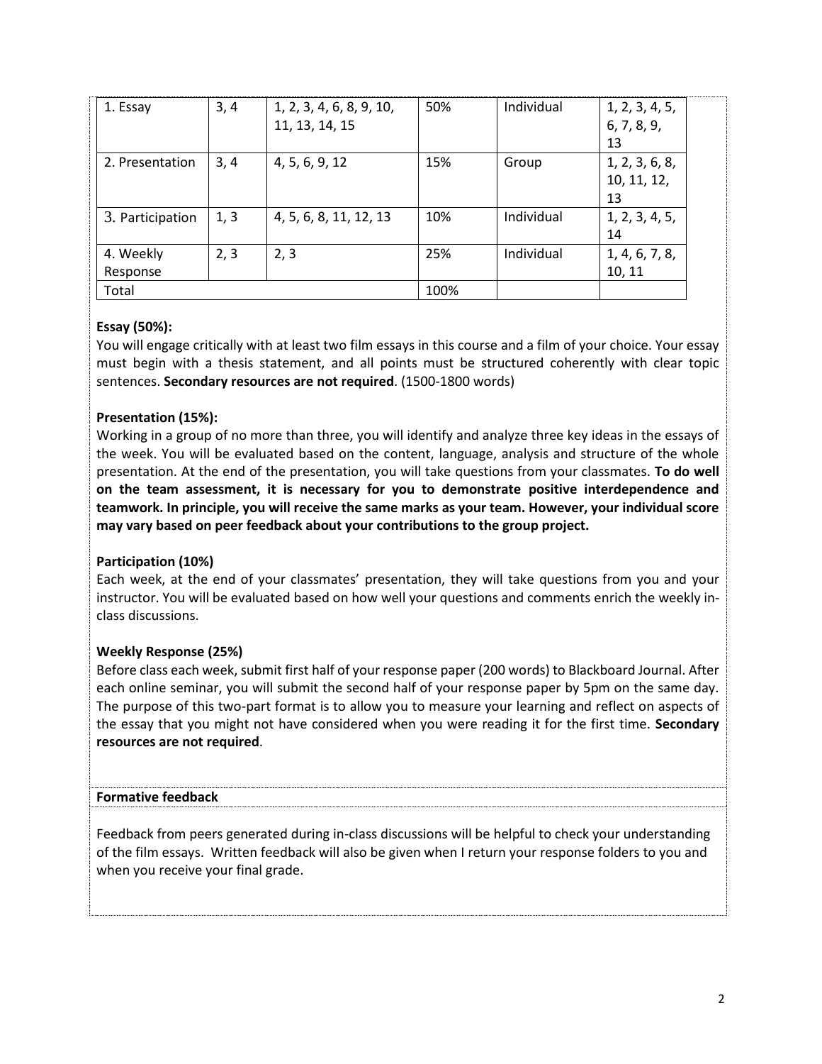| | | | | | |
|---|---|---|---|---|---|
| 1. Essay | 3, 4 | 1, 2, 3, 4, 6, 8, 9, 10, 11, 13, 14, 15 | 50% | Individual | 1, 2, 3, 4, 5, 6, 7, 8, 9, 13 |
| 2. Presentation | 3, 4 | 4, 5, 6, 9, 12 | 15% | Group | 1, 2, 3, 6, 8, 10, 11, 12, 13 |
| 3. Participation | 1, 3 | 4, 5, 6, 8, 11, 12, 13 | 10% | Individual | 1, 2, 3, 4, 5, 14 |
| 4. Weekly Response | 2, 3 | 2, 3 | 25% | Individual | 1, 4, 6, 7, 8, 10, 11 |
| Total | | | 100% | | |

**Essay (50%):**

You will engage critically with at least two film essays in this course and a film of your choice. Your essay must begin with a thesis statement, and all points must be structured coherently with clear topic sentences. **Secondary resources are not required**. (1500-1800 words)

**Presentation (15%):**

Working in a group of no more than three, you will identify and analyze three key ideas in the essays of the week. You will be evaluated based on the content, language, analysis and structure of the whole presentation. At the end of the presentation, you will take questions from your classmates. **To do well on the team assessment, it is necessary for you to demonstrate positive interdependence and teamwork. In principle, you will receive the same marks as your team. However, your individual score may vary based on peer feedback about your contributions to the group project.**

**Participation (10%)**

Each week, at the end of your classmates' presentation, they will take questions from you and your instructor. You will be evaluated based on how well your questions and comments enrich the weekly in-class discussions.

**Weekly Response (25%)**

Before class each week, submit first half of your response paper (200 words) to Blackboard Journal. After each online seminar, you will submit the second half of your response paper by 5pm on the same day. The purpose of this two-part format is to allow you to measure your learning and reflect on aspects of the essay that you might not have considered when you were reading it for the first time. **Secondary resources are not required**.

**Formative feedback**

Feedback from peers generated during in-class discussions will be helpful to check your understanding of the film essays. Written feedback will also be given when I return your response folders to you and when you receive your final grade.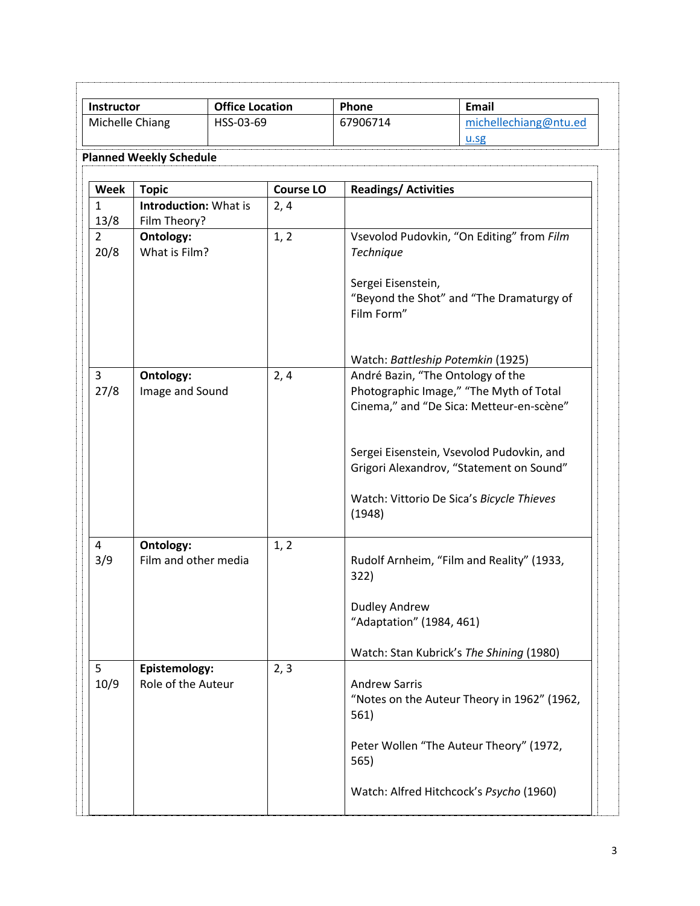| Instructor | Office Location | Phone | Email |
|---|---|---|---|
| Michelle Chiang | HSS-03-69 | 67906714 | michellechiang@ntu.edu.sg |

**Planned Weekly Schedule**

| Week | Topic | Course LO | Readings/ Activities |
|---|---|---|---|
| 1 13/8 | **Introduction:** What is Film Theory? | 2, 4 | |
| 2 20/8 | **Ontology:** What is Film? | 1, 2 | Vsevolod Pudovkin, "On Editing" from *Film Technique*<br><br>Sergei Eisenstein, "Beyond the Shot" and "The Dramaturgy of Film Form"<br><br>Watch: *Battleship Potemkin* (1925) |
| 3 27/8 | **Ontology:** Image and Sound | 2, 4 | André Bazin, "The Ontology of the Photographic Image," "The Myth of Total Cinema," and "De Sica: Metteur-en-scène"<br><br>Sergei Eisenstein, Vsevolod Pudovkin, and Grigori Alexandrov, "Statement on Sound"<br><br>Watch: Vittorio De Sica's *Bicycle Thieves* (1948) |
| 4 3/9 | **Ontology:** Film and other media | 1, 2 | Rudolf Arnheim, "Film and Reality" (1933, 322)<br><br>Dudley Andrew "Adaptation" (1984, 461)<br><br>Watch: Stan Kubrick's *The Shining* (1980) |
| 5 10/9 | **Epistemology:** Role of the Auteur | 2, 3 | Andrew Sarris "Notes on the Auteur Theory in 1962" (1962, 561)<br><br>Peter Wollen "The Auteur Theory" (1972, 565)<br><br>Watch: Alfred Hitchcock's *Psycho* (1960) |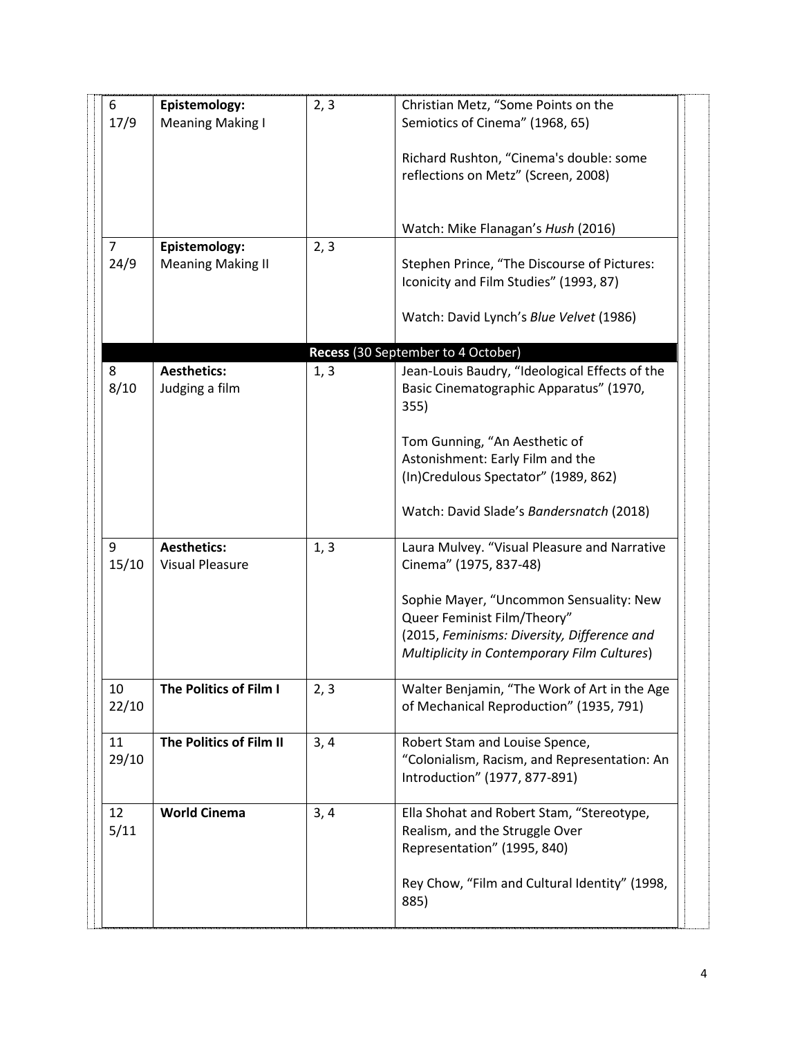| | | | |
|---|---|---|---|
| 6<br>17/9 | **Epistemology:**<br>Meaning Making I | 2, 3 | Christian Metz, "Some Points on the Semiotics of Cinema" (1968, 65)<br><br>Richard Rushton, "Cinema's double: some reflections on Metz" (Screen, 2008)<br><br>Watch: Mike Flanagan's *Hush* (2016) |
| 7<br>24/9 | **Epistemology:**<br>Meaning Making II | 2, 3 | Stephen Prince, "The Discourse of Pictures: Iconicity and Film Studies" (1993, 87)<br><br>Watch: David Lynch's *Blue Velvet* (1986) |
| | | **Recess** (30 September to 4 October) | |
| 8<br>8/10 | **Aesthetics:**<br>Judging a film | 1, 3 | Jean-Louis Baudry, "Ideological Effects of the Basic Cinematographic Apparatus" (1970, 355)<br><br>Tom Gunning, "An Aesthetic of Astonishment: Early Film and the (In)Credulous Spectator" (1989, 862)<br><br>Watch: David Slade's *Bandersnatch* (2018) |
| 9<br>15/10 | **Aesthetics:**<br>Visual Pleasure | 1, 3 | Laura Mulvey. "Visual Pleasure and Narrative Cinema" (1975, 837-48)<br><br>Sophie Mayer, "Uncommon Sensuality: New Queer Feminist Film/Theory" (2015, *Feminisms: Diversity, Difference and Multiplicity in Contemporary Film Cultures*) |
| 10<br>22/10 | **The Politics of Film I** | 2, 3 | Walter Benjamin, "The Work of Art in the Age of Mechanical Reproduction" (1935, 791) |
| 11<br>29/10 | **The Politics of Film II** | 3, 4 | Robert Stam and Louise Spence, "Colonialism, Racism, and Representation: An Introduction" (1977, 877-891) |
| 12<br>5/11 | **World Cinema** | 3, 4 | Ella Shohat and Robert Stam, "Stereotype, Realism, and the Struggle Over Representation" (1995, 840)<br><br>Rey Chow, "Film and Cultural Identity" (1998, 885) |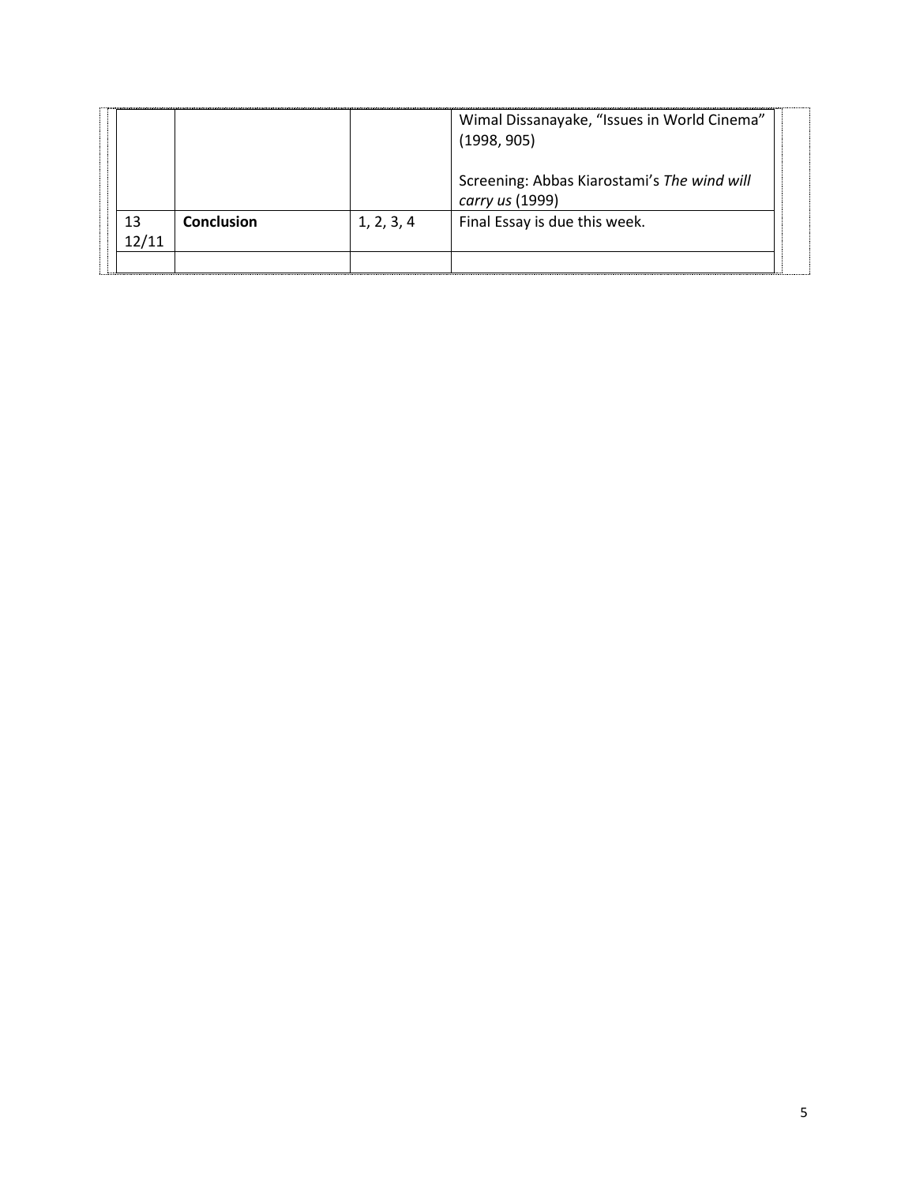| | | | |
|---|---|---|---|
| | | | Wimal Dissanayake, "Issues in World Cinema" (1998, 905)<br><br>Screening: Abbas Kiarostami's *The wind will carry us* (1999) |
| 13<br>12/11 | **Conclusion** | 1, 2, 3, 4 | Final Essay is due this week. |
| | | | |